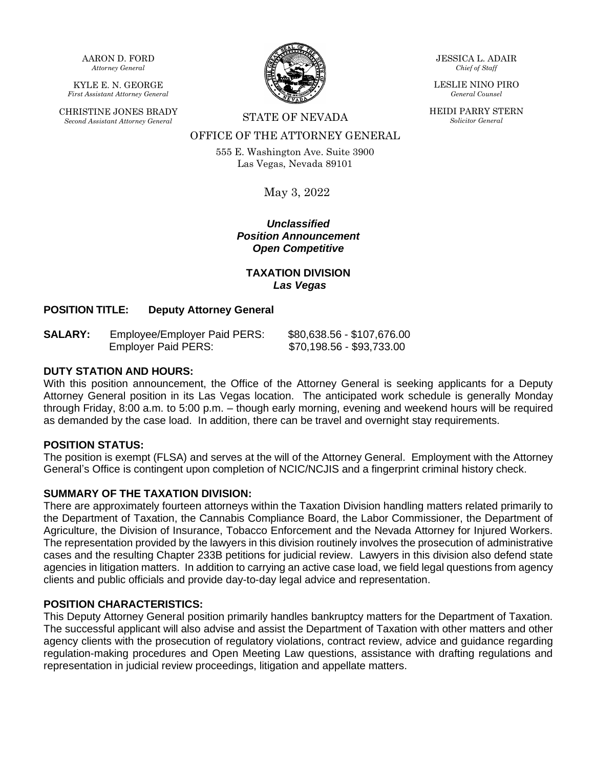AARON D. FORD
*Attorney General*

KYLE E. N. GEORGE
*First Assistant Attorney General*

CHRISTINE JONES BRADY
*Second Assistant Attorney General*

JESSICA L. ADAIR
*Chief of Staff*

LESLIE NINO PIRO
*General Counsel*

HEIDI PARRY STERN
*Solicitor General*

STATE OF NEVADA

OFFICE OF THE ATTORNEY GENERAL

555 E. Washington Ave. Suite 3900
Las Vegas, Nevada 89101

May 3, 2022

***Unclassified***
***Position Announcement***
***Open Competitive***

**TAXATION DIVISION**
***Las Vegas***

**POSITION TITLE:** **Deputy Attorney General**

| **SALARY:** | Employee/Employer Paid PERS: | \$80,638.56 - \$107,676.00 |
|---|---|---|
| | Employer Paid PERS: | \$70,198.56 - \$93,733.00 |

**DUTY STATION AND HOURS:**
With this position announcement, the Office of the Attorney General is seeking applicants for a Deputy Attorney General position in its Las Vegas location. The anticipated work schedule is generally Monday through Friday, 8:00 a.m. to 5:00 p.m. – though early morning, evening and weekend hours will be required as demanded by the case load. In addition, there can be travel and overnight stay requirements.

**POSITION STATUS:**
The position is exempt (FLSA) and serves at the will of the Attorney General. Employment with the Attorney General's Office is contingent upon completion of NCIC/NCJIS and a fingerprint criminal history check.

**SUMMARY OF THE TAXATION DIVISION:**
There are approximately fourteen attorneys within the Taxation Division handling matters related primarily to the Department of Taxation, the Cannabis Compliance Board, the Labor Commissioner, the Department of Agriculture, the Division of Insurance, Tobacco Enforcement and the Nevada Attorney for Injured Workers. The representation provided by the lawyers in this division routinely involves the prosecution of administrative cases and the resulting Chapter 233B petitions for judicial review. Lawyers in this division also defend state agencies in litigation matters. In addition to carrying an active case load, we field legal questions from agency clients and public officials and provide day-to-day legal advice and representation.

**POSITION CHARACTERISTICS:**
This Deputy Attorney General position primarily handles bankruptcy matters for the Department of Taxation. The successful applicant will also advise and assist the Department of Taxation with other matters and other agency clients with the prosecution of regulatory violations, contract review, advice and guidance regarding regulation-making procedures and Open Meeting Law questions, assistance with drafting regulations and representation in judicial review proceedings, litigation and appellate matters.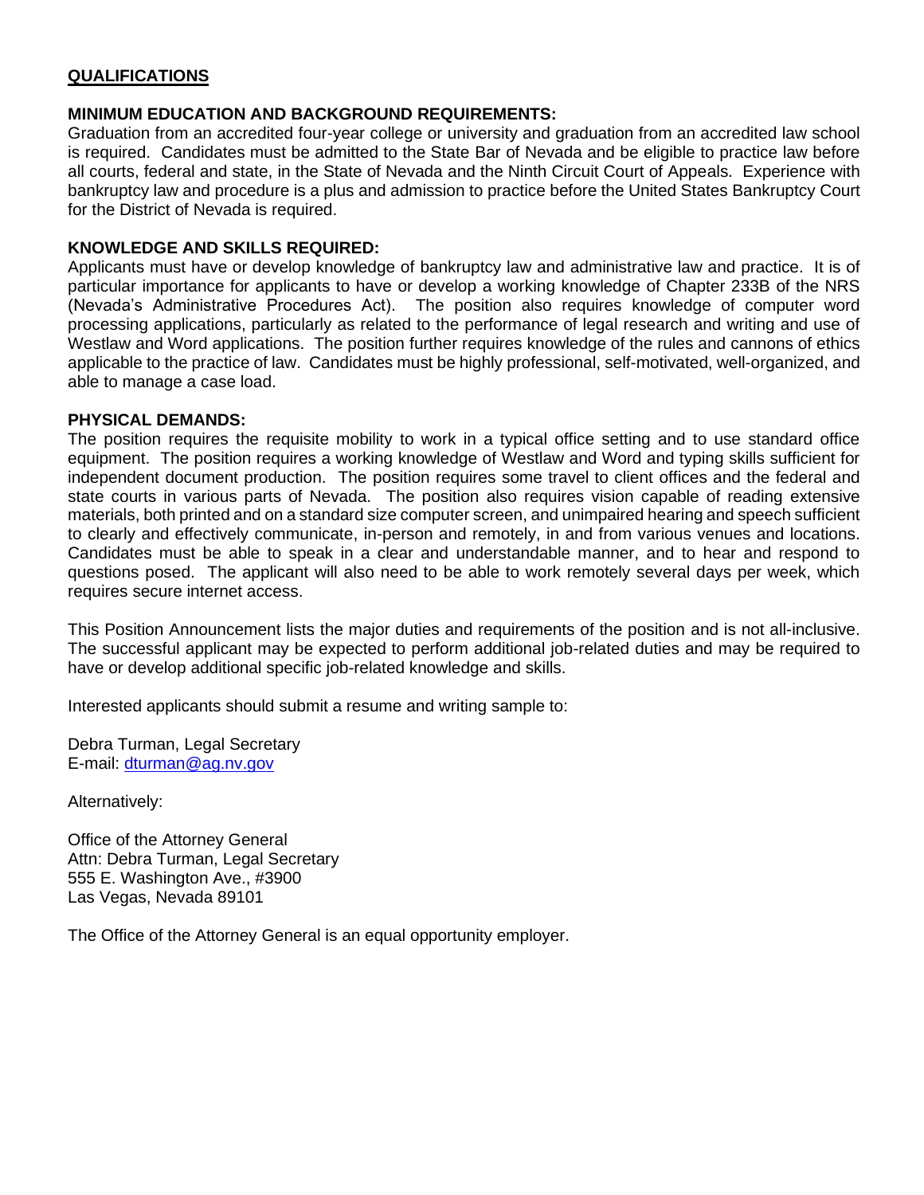## QUALIFICATIONS

**MINIMUM EDUCATION AND BACKGROUND REQUIREMENTS:**
Graduation from an accredited four-year college or university and graduation from an accredited law school is required. Candidates must be admitted to the State Bar of Nevada and be eligible to practice law before all courts, federal and state, in the State of Nevada and the Ninth Circuit Court of Appeals. Experience with bankruptcy law and procedure is a plus and admission to practice before the United States Bankruptcy Court for the District of Nevada is required.

**KNOWLEDGE AND SKILLS REQUIRED:**
Applicants must have or develop knowledge of bankruptcy law and administrative law and practice. It is of particular importance for applicants to have or develop a working knowledge of Chapter 233B of the NRS (Nevada's Administrative Procedures Act). The position also requires knowledge of computer word processing applications, particularly as related to the performance of legal research and writing and use of Westlaw and Word applications. The position further requires knowledge of the rules and cannons of ethics applicable to the practice of law. Candidates must be highly professional, self-motivated, well-organized, and able to manage a case load.

**PHYSICAL DEMANDS:**
The position requires the requisite mobility to work in a typical office setting and to use standard office equipment. The position requires a working knowledge of Westlaw and Word and typing skills sufficient for independent document production. The position requires some travel to client offices and the federal and state courts in various parts of Nevada. The position also requires vision capable of reading extensive materials, both printed and on a standard size computer screen, and unimpaired hearing and speech sufficient to clearly and effectively communicate, in-person and remotely, in and from various venues and locations. Candidates must be able to speak in a clear and understandable manner, and to hear and respond to questions posed. The applicant will also need to be able to work remotely several days per week, which requires secure internet access.

This Position Announcement lists the major duties and requirements of the position and is not all-inclusive. The successful applicant may be expected to perform additional job-related duties and may be required to have or develop additional specific job-related knowledge and skills.

Interested applicants should submit a resume and writing sample to:

Debra Turman, Legal Secretary
E-mail: dturman@ag.nv.gov

Alternatively:

Office of the Attorney General
Attn: Debra Turman, Legal Secretary
555 E. Washington Ave., #3900
Las Vegas, Nevada 89101

The Office of the Attorney General is an equal opportunity employer.